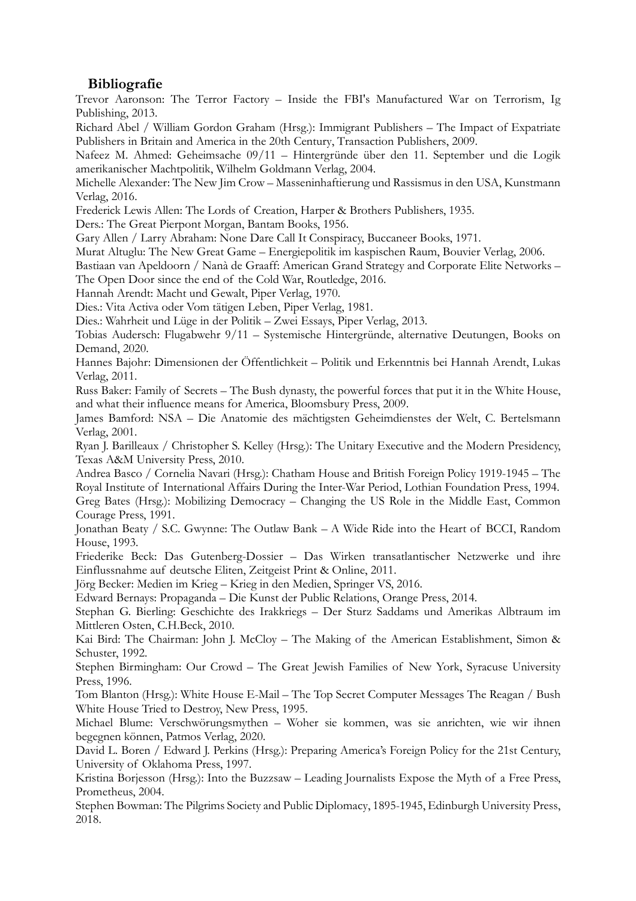## Bibliografie

Trevor Aaronson: The Terror Factory – Inside the FBI's Manufactured War on Terrorism, Ig Publishing, 2013.

Richard Abel / William Gordon Graham (Hrsg.): Immigrant Publishers – The Impact of Expatriate Publishers in Britain and America in the 20th Century, Transaction Publishers, 2009.

Nafeez M. Ahmed: Geheimsache 09/11 – Hintergründe über den 11. September und die Logik amerikanischer Machtpolitik, Wilhelm Goldmann Verlag, 2004.

Michelle Alexander: The New Jim Crow – Masseninhaftierung und Rassismus in den USA, Kunstmann Verlag, 2016.

Frederick Lewis Allen: The Lords of Creation, Harper & Brothers Publishers, 1935.

Ders.: The Great Pierpont Morgan, Bantam Books, 1956.

Gary Allen / Larry Abraham: None Dare Call It Conspiracy, Buccaneer Books, 1971.

Murat Altuglu: The New Great Game – Energiepolitik im kaspischen Raum, Bouvier Verlag, 2006.

Bastiaan van Apeldoorn / Nanà de Graaff: American Grand Strategy and Corporate Elite Networks – The Open Door since the end of the Cold War, Routledge, 2016.

Hannah Arendt: Macht und Gewalt, Piper Verlag, 1970.

Dies.: Vita Activa oder Vom tätigen Leben, Piper Verlag, 1981.

Dies.: Wahrheit und Lüge in der Politik – Zwei Essays, Piper Verlag, 2013.

Tobias Audersch: Flugabwehr 9/11 – Systemische Hintergründe, alternative Deutungen, Books on Demand, 2020.

Hannes Bajohr: Dimensionen der Öffentlichkeit – Politik und Erkenntnis bei Hannah Arendt, Lukas Verlag, 2011.

Russ Baker: Family of Secrets – The Bush dynasty, the powerful forces that put it in the White House, and what their influence means for America, Bloomsbury Press, 2009.

James Bamford: NSA – Die Anatomie des mächtigsten Geheimdienstes der Welt, C. Bertelsmann Verlag, 2001.

Ryan J. Barilleaux / Christopher S. Kelley (Hrsg.): The Unitary Executive and the Modern Presidency, Texas A&M University Press, 2010.

Andrea Basco / Cornelia Navari (Hrsg.): Chatham House and British Foreign Policy 1919-1945 – The Royal Institute of International Affairs During the Inter-War Period, Lothian Foundation Press, 1994.

Greg Bates (Hrsg.): Mobilizing Democracy – Changing the US Role in the Middle East, Common Courage Press, 1991.

Jonathan Beaty / S.C. Gwynne: The Outlaw Bank – A Wide Ride into the Heart of BCCI, Random House, 1993.

Friederike Beck: Das Gutenberg-Dossier – Das Wirken transatlantischer Netzwerke und ihre Einflussnahme auf deutsche Eliten, Zeitgeist Print & Online, 2011.

Jörg Becker: Medien im Krieg – Krieg in den Medien, Springer VS, 2016.

Edward Bernays: Propaganda – Die Kunst der Public Relations, Orange Press, 2014.

Stephan G. Bierling: Geschichte des Irakkriegs – Der Sturz Saddams und Amerikas Albtraum im Mittleren Osten, C.H.Beck, 2010.

Kai Bird: The Chairman: John J. McCloy – The Making of the American Establishment, Simon & Schuster, 1992.

Stephen Birmingham: Our Crowd – The Great Jewish Families of New York, Syracuse University Press, 1996.

Tom Blanton (Hrsg.): White House E-Mail – The Top Secret Computer Messages The Reagan / Bush White House Tried to Destroy, New Press, 1995.

Michael Blume: Verschwörungsmythen – Woher sie kommen, was sie anrichten, wie wir ihnen begegnen können, Patmos Verlag, 2020.

David L. Boren / Edward J. Perkins (Hrsg.): Preparing America's Foreign Policy for the 21st Century, University of Oklahoma Press, 1997.

Kristina Borjesson (Hrsg.): Into the Buzzsaw – Leading Journalists Expose the Myth of a Free Press, Prometheus, 2004.

Stephen Bowman: The Pilgrims Society and Public Diplomacy, 1895-1945, Edinburgh University Press, 2018.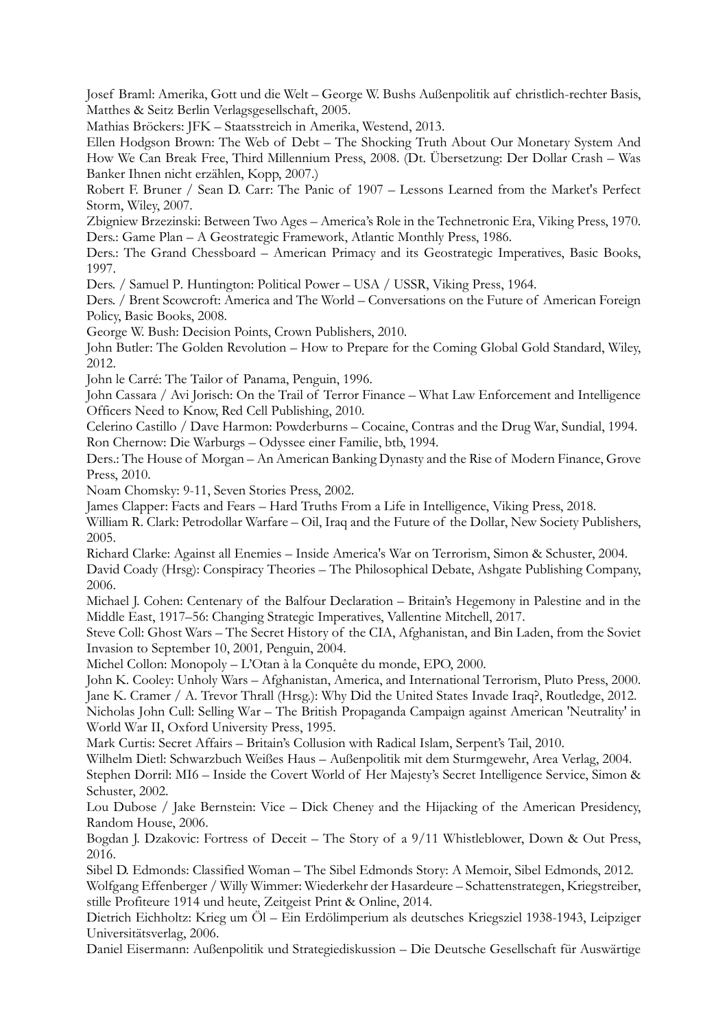Josef Braml: Amerika, Gott und die Welt – George W. Bushs Außenpolitik auf christlich-rechter Basis, Matthes & Seitz Berlin Verlagsgesellschaft, 2005.

Mathias Bröckers: JFK – Staatsstreich in Amerika, Westend, 2013.

Ellen Hodgson Brown: The Web of Debt – The Shocking Truth About Our Monetary System And How We Can Break Free, Third Millennium Press, 2008. (Dt. Übersetzung: Der Dollar Crash – Was Banker Ihnen nicht erzählen, Kopp, 2007.)

Robert F. Bruner / Sean D. Carr: The Panic of 1907 – Lessons Learned from the Market's Perfect Storm, Wiley, 2007.

Zbigniew Brzezinski: Between Two Ages – America's Role in the Technetronic Era, Viking Press, 1970.

Ders.: Game Plan – A Geostrategic Framework, Atlantic Monthly Press, 1986.

Ders.: The Grand Chessboard – American Primacy and its Geostrategic Imperatives, Basic Books, 1997.

Ders. / Samuel P. Huntington: Political Power – USA / USSR, Viking Press, 1964.

Ders. / Brent Scowcroft: America and The World – Conversations on the Future of American Foreign Policy, Basic Books, 2008.

George W. Bush: Decision Points, Crown Publishers, 2010.

John Butler: The Golden Revolution – How to Prepare for the Coming Global Gold Standard, Wiley, 2012.

John le Carré: The Tailor of Panama, Penguin, 1996.

John Cassara / Avi Jorisch: On the Trail of Terror Finance – What Law Enforcement and Intelligence Officers Need to Know, Red Cell Publishing, 2010.

Celerino Castillo / Dave Harmon: Powderburns – Cocaine, Contras and the Drug War, Sundial, 1994.

Ron Chernow: Die Warburgs – Odyssee einer Familie, btb, 1994.

Ders.: The House of Morgan – An American Banking Dynasty and the Rise of Modern Finance, Grove Press, 2010.

Noam Chomsky: 9-11, Seven Stories Press, 2002.

James Clapper: Facts and Fears – Hard Truths From a Life in Intelligence, Viking Press, 2018.

William R. Clark: Petrodollar Warfare – Oil, Iraq and the Future of the Dollar, New Society Publishers, 2005.

Richard Clarke: Against all Enemies – Inside America's War on Terrorism, Simon & Schuster, 2004.

David Coady (Hrsg): Conspiracy Theories – The Philosophical Debate, Ashgate Publishing Company, 2006.

Michael J. Cohen: Centenary of the Balfour Declaration – Britain's Hegemony in Palestine and in the Middle East, 1917–56: Changing Strategic Imperatives, Vallentine Mitchell, 2017.

Steve Coll: Ghost Wars – The Secret History of the CIA, Afghanistan, and Bin Laden, from the Soviet Invasion to September 10, 2001, Penguin, 2004.

Michel Collon: Monopoly – L'Otan à la Conquête du monde, EPO, 2000.

John K. Cooley: Unholy Wars – Afghanistan, America, and International Terrorism, Pluto Press, 2000.

Jane K. Cramer / A. Trevor Thrall (Hrsg.): Why Did the United States Invade Iraq?, Routledge, 2012.

Nicholas John Cull: Selling War – The British Propaganda Campaign against American 'Neutrality' in World War II, Oxford University Press, 1995.

Mark Curtis: Secret Affairs – Britain's Collusion with Radical Islam, Serpent's Tail, 2010.

Wilhelm Dietl: Schwarzbuch Weißes Haus – Außenpolitik mit dem Sturmgewehr, Area Verlag, 2004.

Stephen Dorril: MI6 – Inside the Covert World of Her Majesty's Secret Intelligence Service, Simon & Schuster, 2002.

Lou Dubose / Jake Bernstein: Vice – Dick Cheney and the Hijacking of the American Presidency, Random House, 2006.

Bogdan J. Dzakovic: Fortress of Deceit – The Story of a 9/11 Whistleblower, Down & Out Press, 2016.

Sibel D. Edmonds: Classified Woman – The Sibel Edmonds Story: A Memoir, Sibel Edmonds, 2012.

Wolfgang Effenberger / Willy Wimmer: Wiederkehr der Hasardeure – Schattenstrategen, Kriegstreiber, stille Profiteure 1914 und heute, Zeitgeist Print & Online, 2014.

Dietrich Eichholtz: Krieg um Öl – Ein Erdölimperium als deutsches Kriegsziel 1938-1943, Leipziger Universitätsverlag, 2006.

Daniel Eisermann: Außenpolitik und Strategiediskussion – Die Deutsche Gesellschaft für Auswärtige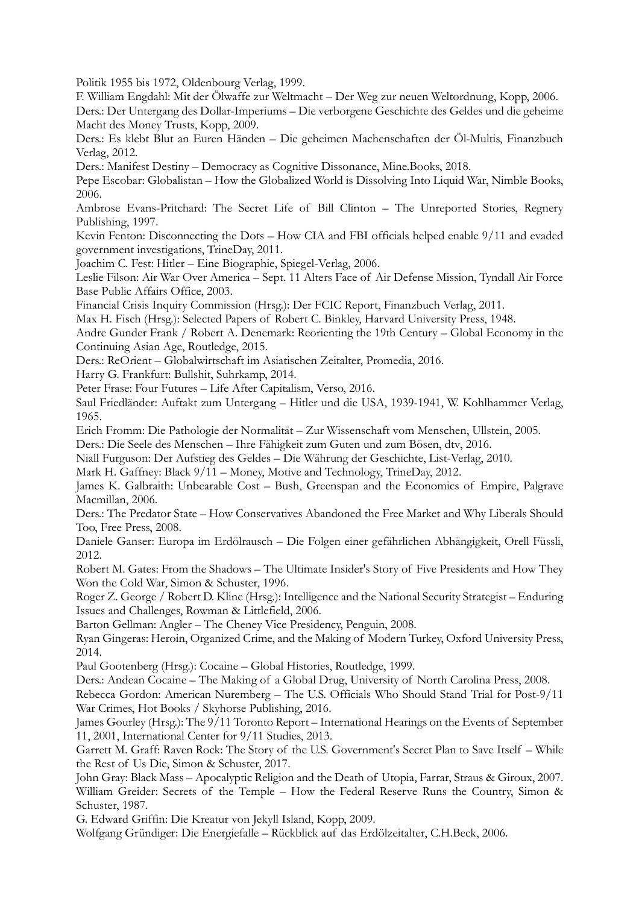Politik 1955 bis 1972, Oldenbourg Verlag, 1999.

F. William Engdahl: Mit der Ölwaffe zur Weltmacht – Der Weg zur neuen Weltordnung, Kopp, 2006.

Ders.: Der Untergang des Dollar-Imperiums – Die verborgene Geschichte des Geldes und die geheime Macht des Money Trusts, Kopp, 2009.

Ders.: Es klebt Blut an Euren Händen – Die geheimen Machenschaften der Öl-Multis, Finanzbuch Verlag, 2012.

Ders.: Manifest Destiny – Democracy as Cognitive Dissonance, Mine.Books, 2018.

Pepe Escobar: Globalistan – How the Globalized World is Dissolving Into Liquid War, Nimble Books, 2006.

Ambrose Evans-Pritchard: The Secret Life of Bill Clinton – The Unreported Stories, Regnery Publishing, 1997.

Kevin Fenton: Disconnecting the Dots – How CIA and FBI officials helped enable 9/11 and evaded government investigations, TrineDay, 2011.

Joachim C. Fest: Hitler – Eine Biographie, Spiegel-Verlag, 2006.

Leslie Filson: Air War Over America – Sept. 11 Alters Face of Air Defense Mission, Tyndall Air Force Base Public Affairs Office, 2003.

Financial Crisis Inquiry Commission (Hrsg.): Der FCIC Report, Finanzbuch Verlag, 2011.

Max H. Fisch (Hrsg.): Selected Papers of Robert C. Binkley, Harvard University Press, 1948.

Andre Gunder Frank / Robert A. Denemark: Reorienting the 19th Century – Global Economy in the Continuing Asian Age, Routledge, 2015.

Ders.: ReOrient – Globalwirtschaft im Asiatischen Zeitalter, Promedia, 2016.

Harry G. Frankfurt: Bullshit, Suhrkamp, 2014.

Peter Frase: Four Futures – Life After Capitalism, Verso, 2016.

Saul Friedländer: Auftakt zum Untergang – Hitler und die USA, 1939-1941, W. Kohlhammer Verlag, 1965.

Erich Fromm: Die Pathologie der Normalität – Zur Wissenschaft vom Menschen, Ullstein, 2005.

Ders.: Die Seele des Menschen – Ihre Fähigkeit zum Guten und zum Bösen, dtv, 2016.

Niall Furguson: Der Aufstieg des Geldes – Die Währung der Geschichte, List-Verlag, 2010.

Mark H. Gaffney: Black 9/11 – Money, Motive and Technology, TrineDay, 2012.

James K. Galbraith: Unbearable Cost – Bush, Greenspan and the Economics of Empire, Palgrave Macmillan, 2006.

Ders.: The Predator State – How Conservatives Abandoned the Free Market and Why Liberals Should Too, Free Press, 2008.

Daniele Ganser: Europa im Erdölrausch – Die Folgen einer gefährlichen Abhängigkeit, Orell Füssli, 2012.

Robert M. Gates: From the Shadows – The Ultimate Insider's Story of Five Presidents and How They Won the Cold War, Simon & Schuster, 1996.

Roger Z. George / Robert D. Kline (Hrsg.): Intelligence and the National Security Strategist – Enduring Issues and Challenges, Rowman & Littlefield, 2006.

Barton Gellman: Angler – The Cheney Vice Presidency, Penguin, 2008.

Ryan Gingeras: Heroin, Organized Crime, and the Making of Modern Turkey, Oxford University Press, 2014.

Paul Gootenberg (Hrsg.): Cocaine – Global Histories, Routledge, 1999.

Ders.: Andean Cocaine – The Making of a Global Drug, University of North Carolina Press, 2008.

Rebecca Gordon: American Nuremberg – The U.S. Officials Who Should Stand Trial for Post-9/11 War Crimes, Hot Books / Skyhorse Publishing, 2016.

James Gourley (Hrsg.): The 9/11 Toronto Report – International Hearings on the Events of September 11, 2001, International Center for 9/11 Studies, 2013.

Garrett M. Graff: Raven Rock: The Story of the U.S. Government's Secret Plan to Save Itself – While the Rest of Us Die, Simon & Schuster, 2017.

John Gray: Black Mass – Apocalyptic Religion and the Death of Utopia, Farrar, Straus & Giroux, 2007.

William Greider: Secrets of the Temple – How the Federal Reserve Runs the Country, Simon & Schuster, 1987.

G. Edward Griffin: Die Kreatur von Jekyll Island, Kopp, 2009.

Wolfgang Gründiger: Die Energiefalle – Rückblick auf das Erdölzeitalter, C.H.Beck, 2006.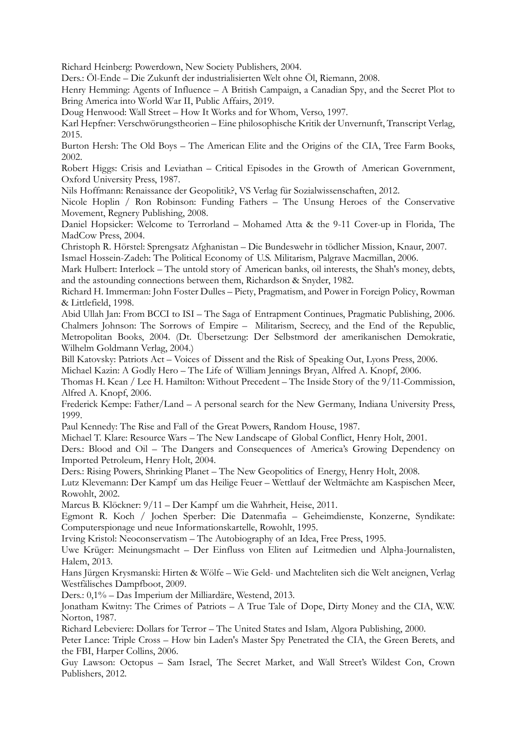Richard Heinberg: Powerdown, New Society Publishers, 2004.

Ders.: Öl-Ende – Die Zukunft der industrialisierten Welt ohne Öl, Riemann, 2008.

Henry Hemming: Agents of Influence – A British Campaign, a Canadian Spy, and the Secret Plot to Bring America into World War II, Public Affairs, 2019.

Doug Henwood: Wall Street – How It Works and for Whom, Verso, 1997.

Karl Hepfner: Verschwörungstheorien – Eine philosophische Kritik der Unvernunft, Transcript Verlag, 2015.

Burton Hersh: The Old Boys – The American Elite and the Origins of the CIA, Tree Farm Books, 2002.

Robert Higgs: Crisis and Leviathan – Critical Episodes in the Growth of American Government, Oxford University Press, 1987.

Nils Hoffmann: Renaissance der Geopolitik?, VS Verlag für Sozialwissenschaften, 2012.

Nicole Hoplin / Ron Robinson: Funding Fathers – The Unsung Heroes of the Conservative Movement, Regnery Publishing, 2008.

Daniel Hopsicker: Welcome to Terrorland – Mohamed Atta & the 9-11 Cover-up in Florida, The MadCow Press, 2004.

Christoph R. Hörstel: Sprengsatz Afghanistan – Die Bundeswehr in tödlicher Mission, Knaur, 2007.

Ismael Hossein-Zadeh: The Political Economy of U.S. Militarism, Palgrave Macmillan, 2006.

Mark Hulbert: Interlock – The untold story of American banks, oil interests, the Shah's money, debts, and the astounding connections between them, Richardson & Snyder, 1982.

Richard H. Immerman: John Foster Dulles – Piety, Pragmatism, and Power in Foreign Policy, Rowman & Littlefield, 1998.

Abid Ullah Jan: From BCCI to ISI – The Saga of Entrapment Continues, Pragmatic Publishing, 2006.

Chalmers Johnson: The Sorrows of Empire – Militarism, Secrecy, and the End of the Republic, Metropolitan Books, 2004. (Dt. Übersetzung: Der Selbstmord der amerikanischen Demokratie, Wilhelm Goldmann Verlag, 2004.)

Bill Katovsky: Patriots Act – Voices of Dissent and the Risk of Speaking Out, Lyons Press, 2006.

Michael Kazin: A Godly Hero – The Life of William Jennings Bryan, Alfred A. Knopf, 2006.

Thomas H. Kean / Lee H. Hamilton: Without Precedent – The Inside Story of the 9/11-Commission, Alfred A. Knopf, 2006.

Frederick Kempe: Father/Land – A personal search for the New Germany, Indiana University Press, 1999.

Paul Kennedy: The Rise and Fall of the Great Powers, Random House, 1987.

Michael T. Klare: Resource Wars – The New Landscape of Global Conflict, Henry Holt, 2001.

Ders.: Blood and Oil – The Dangers and Consequences of America's Growing Dependency on Imported Petroleum, Henry Holt, 2004.

Ders.: Rising Powers, Shrinking Planet – The New Geopolitics of Energy, Henry Holt, 2008.

Lutz Klevemann: Der Kampf um das Heilige Feuer – Wettlauf der Weltmächte am Kaspischen Meer, Rowohlt, 2002.

Marcus B. Klöckner: 9/11 – Der Kampf um die Wahrheit, Heise, 2011.

Egmont R. Koch / Jochen Sperber: Die Datenmafia – Geheimdienste, Konzerne, Syndikate: Computerspionage und neue Informationskartelle, Rowohlt, 1995.

Irving Kristol: Neoconservatism – The Autobiography of an Idea, Free Press, 1995.

Uwe Krüger: Meinungsmacht – Der Einfluss von Eliten auf Leitmedien und Alpha-Journalisten, Halem, 2013.

Hans Jürgen Krysmanski: Hirten & Wölfe – Wie Geld- und Machteliten sich die Welt aneignen, Verlag Westfälisches Dampfboot, 2009.

Ders.: 0,1% – Das Imperium der Milliardäre, Westend, 2013.

Jonatham Kwitny: The Crimes of Patriots – A True Tale of Dope, Dirty Money and the CIA, W.W. Norton, 1987.

Richard Lebeviere: Dollars for Terror – The United States and Islam, Algora Publishing, 2000.

Peter Lance: Triple Cross – How bin Laden's Master Spy Penetrated the CIA, the Green Berets, and the FBI, Harper Collins, 2006.

Guy Lawson: Octopus – Sam Israel, The Secret Market, and Wall Street's Wildest Con, Crown Publishers, 2012.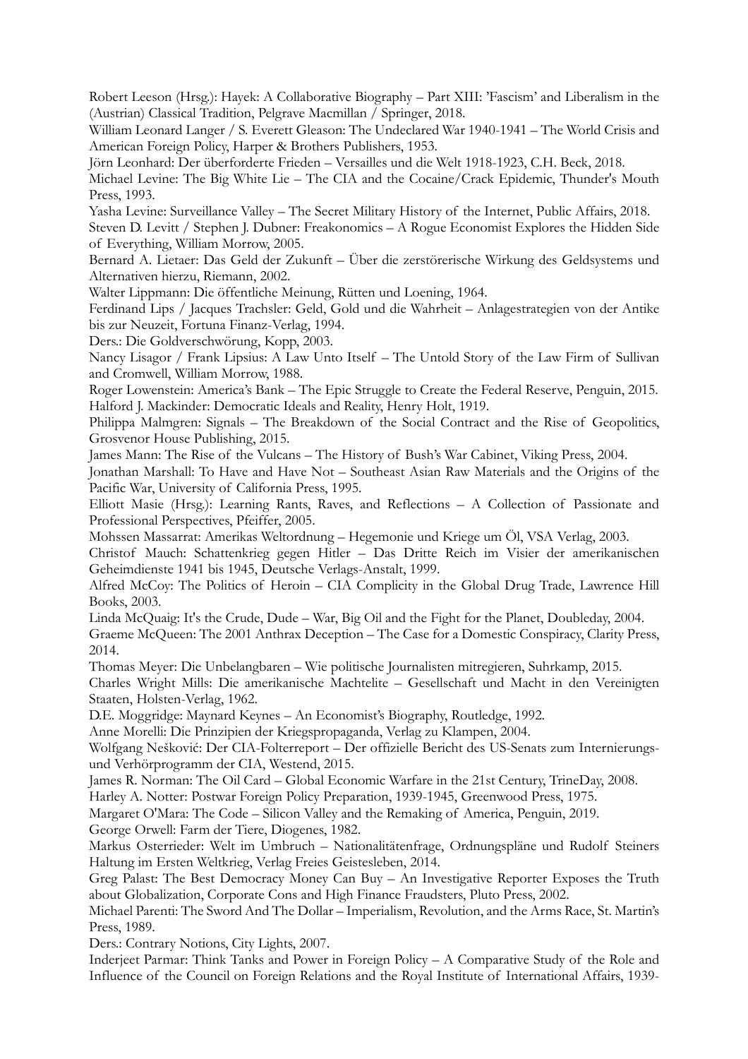Robert Leeson (Hrsg.): Hayek: A Collaborative Biography – Part XIII: 'Fascism' and Liberalism in the (Austrian) Classical Tradition, Pelgrave Macmillan / Springer, 2018.

William Leonard Langer / S. Everett Gleason: The Undeclared War 1940-1941 – The World Crisis and American Foreign Policy, Harper & Brothers Publishers, 1953.

Jörn Leonhard: Der überforderte Frieden – Versailles und die Welt 1918-1923, C.H. Beck, 2018.

Michael Levine: The Big White Lie – The CIA and the Cocaine/Crack Epidemic, Thunder's Mouth Press, 1993.

Yasha Levine: Surveillance Valley – The Secret Military History of the Internet, Public Affairs, 2018.

Steven D. Levitt / Stephen J. Dubner: Freakonomics – A Rogue Economist Explores the Hidden Side of Everything, William Morrow, 2005.

Bernard A. Lietaer: Das Geld der Zukunft – Über die zerstörerische Wirkung des Geldsystems und Alternativen hierzu, Riemann, 2002.

Walter Lippmann: Die öffentliche Meinung, Rütten und Loening, 1964.

Ferdinand Lips / Jacques Trachsler: Geld, Gold und die Wahrheit – Anlagestrategien von der Antike bis zur Neuzeit, Fortuna Finanz-Verlag, 1994.

Ders.: Die Goldverschwörung, Kopp, 2003.

Nancy Lisagor / Frank Lipsius: A Law Unto Itself – The Untold Story of the Law Firm of Sullivan and Cromwell, William Morrow, 1988.

Roger Lowenstein: America's Bank – The Epic Struggle to Create the Federal Reserve, Penguin, 2015.

Halford J. Mackinder: Democratic Ideals and Reality, Henry Holt, 1919.

Philippa Malmgren: Signals – The Breakdown of the Social Contract and the Rise of Geopolitics, Grosvenor House Publishing, 2015.

James Mann: The Rise of the Vulcans – The History of Bush's War Cabinet, Viking Press, 2004.

Jonathan Marshall: To Have and Have Not – Southeast Asian Raw Materials and the Origins of the Pacific War, University of California Press, 1995.

Elliott Masie (Hrsg.): Learning Rants, Raves, and Reflections – A Collection of Passionate and Professional Perspectives, Pfeiffer, 2005.

Mohssen Massarrat: Amerikas Weltordnung – Hegemonie und Kriege um Öl, VSA Verlag, 2003.

Christof Mauch: Schattenkrieg gegen Hitler – Das Dritte Reich im Visier der amerikanischen Geheimdienste 1941 bis 1945, Deutsche Verlags-Anstalt, 1999.

Alfred McCoy: The Politics of Heroin – CIA Complicity in the Global Drug Trade, Lawrence Hill Books, 2003.

Linda McQuaig: It's the Crude, Dude – War, Big Oil and the Fight for the Planet, Doubleday, 2004.

Graeme McQueen: The 2001 Anthrax Deception – The Case for a Domestic Conspiracy, Clarity Press, 2014.

Thomas Meyer: Die Unbelangbaren – Wie politische Journalisten mitregieren, Suhrkamp, 2015.

Charles Wright Mills: Die amerikanische Machtelite – Gesellschaft und Macht in den Vereinigten Staaten, Holsten-Verlag, 1962.

D.E. Moggridge: Maynard Keynes – An Economist's Biography, Routledge, 1992.

Anne Morelli: Die Prinzipien der Kriegspropaganda, Verlag zu Klampen, 2004.

Wolfgang Nešković: Der CIA-Folterreport – Der offizielle Bericht des US-Senats zum Internierungs- und Verhörprogramm der CIA, Westend, 2015.

James R. Norman: The Oil Card – Global Economic Warfare in the 21st Century, TrineDay, 2008.

Harley A. Notter: Postwar Foreign Policy Preparation, 1939-1945, Greenwood Press, 1975.

Margaret O'Mara: The Code – Silicon Valley and the Remaking of America, Penguin, 2019.

George Orwell: Farm der Tiere, Diogenes, 1982.

Markus Osterrieder: Welt im Umbruch – Nationalitätenfrage, Ordnungspläne und Rudolf Steiners Haltung im Ersten Weltkrieg, Verlag Freies Geistesleben, 2014.

Greg Palast: The Best Democracy Money Can Buy – An Investigative Reporter Exposes the Truth about Globalization, Corporate Cons and High Finance Fraudsters, Pluto Press, 2002.

Michael Parenti: The Sword And The Dollar – Imperialism, Revolution, and the Arms Race, St. Martin's Press, 1989.

Ders.: Contrary Notions, City Lights, 2007.

Inderjeet Parmar: Think Tanks and Power in Foreign Policy – A Comparative Study of the Role and Influence of the Council on Foreign Relations and the Royal Institute of International Affairs, 1939-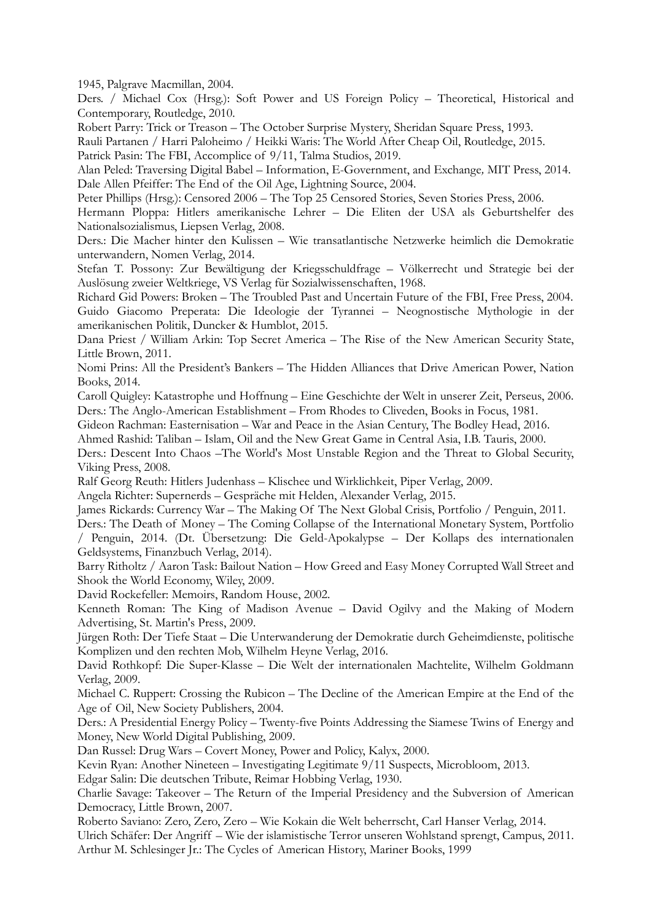1945, Palgrave Macmillan, 2004.

Ders. / Michael Cox (Hrsg.): Soft Power and US Foreign Policy – Theoretical, Historical and Contemporary, Routledge, 2010.

Robert Parry: Trick or Treason – The October Surprise Mystery, Sheridan Square Press, 1993.

Rauli Partanen / Harri Paloheimo / Heikki Waris: The World After Cheap Oil, Routledge, 2015.

Patrick Pasin: The FBI, Accomplice of 9/11, Talma Studios, 2019.

Alan Peled: Traversing Digital Babel – Information, E-Government, and Exchange*,* MIT Press, 2014.

Dale Allen Pfeiffer: The End of the Oil Age, Lightning Source, 2004.

Peter Phillips (Hrsg.): Censored 2006 – The Top 25 Censored Stories, Seven Stories Press, 2006.

Hermann Ploppa: Hitlers amerikanische Lehrer – Die Eliten der USA als Geburtshelfer des Nationalsozialismus, Liepsen Verlag, 2008.

Ders.: Die Macher hinter den Kulissen – Wie transatlantische Netzwerke heimlich die Demokratie unterwandern, Nomen Verlag, 2014.

Stefan T. Possony: Zur Bewältigung der Kriegsschuldfrage – Völkerrecht und Strategie bei der Auslösung zweier Weltkriege, VS Verlag für Sozialwissenschaften, 1968.

Richard Gid Powers: Broken – The Troubled Past and Uncertain Future of the FBI, Free Press, 2004.

Guido Giacomo Preperata: Die Ideologie der Tyrannei – Neognostische Mythologie in der amerikanischen Politik, Duncker & Humblot, 2015.

Dana Priest / William Arkin: Top Secret America – The Rise of the New American Security State, Little Brown, 2011.

Nomi Prins: All the President's Bankers – The Hidden Alliances that Drive American Power, Nation Books, 2014.

Caroll Quigley: Katastrophe und Hoffnung – Eine Geschichte der Welt in unserer Zeit, Perseus, 2006.

Ders.: The Anglo-American Establishment – From Rhodes to Cliveden, Books in Focus, 1981.

Gideon Rachman: Easternisation – War and Peace in the Asian Century, The Bodley Head, 2016.

Ahmed Rashid: Taliban – Islam, Oil and the New Great Game in Central Asia, I.B. Tauris, 2000.

Ders.: Descent Into Chaos –The World's Most Unstable Region and the Threat to Global Security, Viking Press, 2008.

Ralf Georg Reuth: Hitlers Judenhass – Klischee und Wirklichkeit, Piper Verlag, 2009.

Angela Richter: Supernerds – Gespräche mit Helden, Alexander Verlag, 2015.

James Rickards: Currency War – The Making Of The Next Global Crisis, Portfolio / Penguin, 2011.

Ders.: The Death of Money – The Coming Collapse of the International Monetary System, Portfolio / Penguin, 2014. (Dt. Übersetzung: Die Geld-Apokalypse – Der Kollaps des internationalen Geldsystems, Finanzbuch Verlag, 2014).

Barry Ritholtz / Aaron Task: Bailout Nation – How Greed and Easy Money Corrupted Wall Street and Shook the World Economy, Wiley, 2009.

David Rockefeller: Memoirs, Random House, 2002.

Kenneth Roman: The King of Madison Avenue – David Ogilvy and the Making of Modern Advertising, St. Martin's Press, 2009.

Jürgen Roth: Der Tiefe Staat – Die Unterwanderung der Demokratie durch Geheimdienste, politische Komplizen und den rechten Mob, Wilhelm Heyne Verlag, 2016.

David Rothkopf: Die Super-Klasse – Die Welt der internationalen Machtelite, Wilhelm Goldmann Verlag, 2009.

Michael C. Ruppert: Crossing the Rubicon – The Decline of the American Empire at the End of the Age of Oil, New Society Publishers, 2004.

Ders.: A Presidential Energy Policy – Twenty-five Points Addressing the Siamese Twins of Energy and Money, New World Digital Publishing, 2009.

Dan Russel: Drug Wars – Covert Money, Power and Policy, Kalyx, 2000.

Kevin Ryan: Another Nineteen – Investigating Legitimate 9/11 Suspects, Microbloom, 2013.

Edgar Salin: Die deutschen Tribute, Reimar Hobbing Verlag, 1930.

Charlie Savage: Takeover – The Return of the Imperial Presidency and the Subversion of American Democracy, Little Brown, 2007.

Roberto Saviano: Zero, Zero, Zero – Wie Kokain die Welt beherrscht, Carl Hanser Verlag, 2014.

Ulrich Schäfer: Der Angriff – Wie der islamistische Terror unseren Wohlstand sprengt, Campus, 2011.

Arthur M. Schlesinger Jr.: The Cycles of American History, Mariner Books, 1999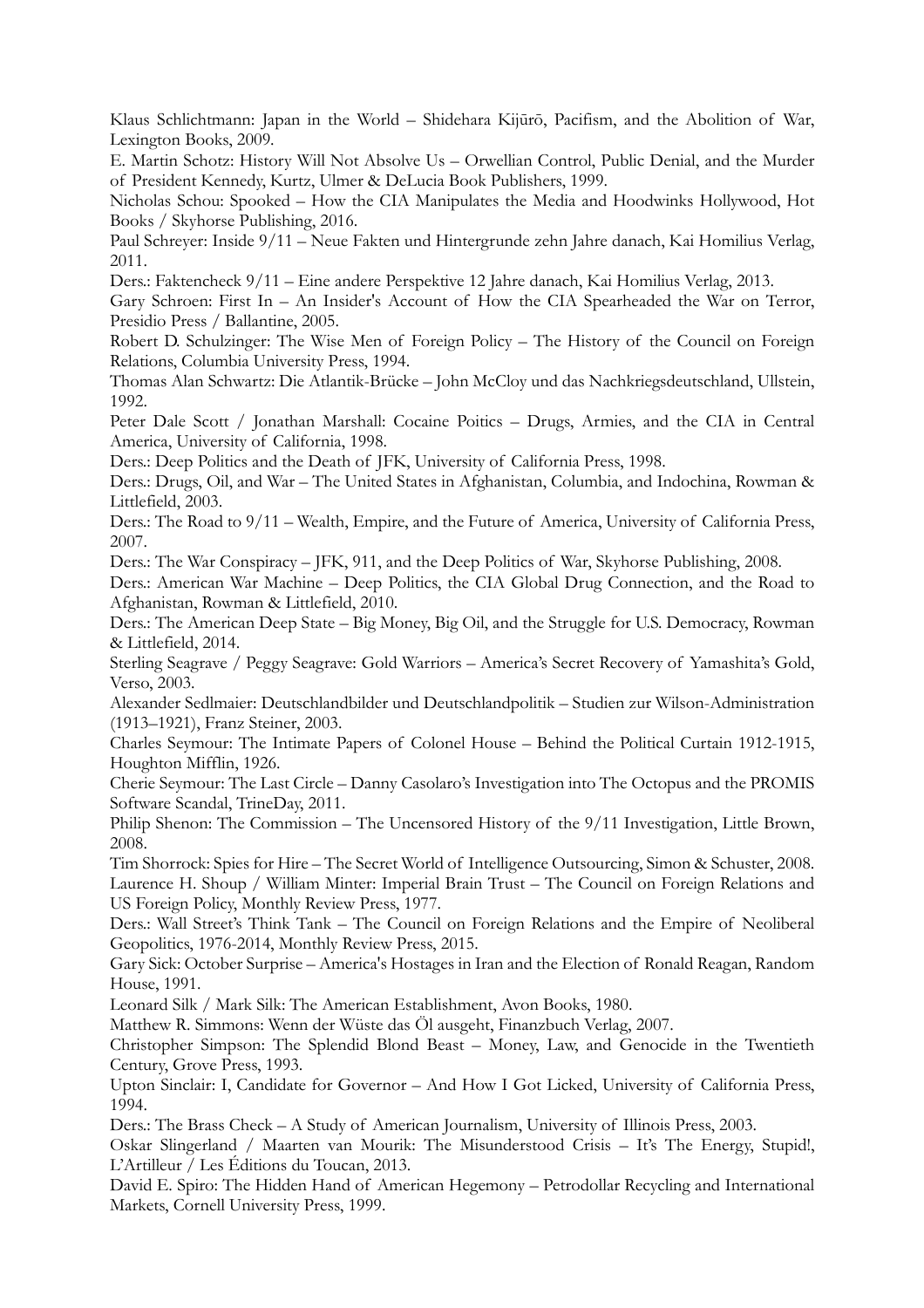Klaus Schlichtmann: Japan in the World – Shidehara Kijūrō, Pacifism, and the Abolition of War, Lexington Books, 2009.

E. Martin Schotz: History Will Not Absolve Us – Orwellian Control, Public Denial, and the Murder of President Kennedy, Kurtz, Ulmer & DeLucia Book Publishers, 1999.

Nicholas Schou: Spooked – How the CIA Manipulates the Media and Hoodwinks Hollywood, Hot Books / Skyhorse Publishing, 2016.

Paul Schreyer: Inside 9/11 – Neue Fakten und Hintergrunde zehn Jahre danach, Kai Homilius Verlag, 2011.

Ders.: Faktencheck 9/11 – Eine andere Perspektive 12 Jahre danach, Kai Homilius Verlag, 2013.

Gary Schroen: First In – An Insider's Account of How the CIA Spearheaded the War on Terror, Presidio Press / Ballantine, 2005.

Robert D. Schulzinger: The Wise Men of Foreign Policy – The History of the Council on Foreign Relations, Columbia University Press, 1994.

Thomas Alan Schwartz: Die Atlantik-Brücke – John McCloy und das Nachkriegsdeutschland, Ullstein, 1992.

Peter Dale Scott / Jonathan Marshall: Cocaine Poitics – Drugs, Armies, and the CIA in Central America, University of California, 1998.

Ders.: Deep Politics and the Death of JFK, University of California Press, 1998.

Ders.: Drugs, Oil, and War – The United States in Afghanistan, Columbia, and Indochina, Rowman & Littlefield, 2003.

Ders.: The Road to 9/11 – Wealth, Empire, and the Future of America, University of California Press, 2007.

Ders.: The War Conspiracy – JFK, 911, and the Deep Politics of War, Skyhorse Publishing, 2008.

Ders.: American War Machine – Deep Politics, the CIA Global Drug Connection, and the Road to Afghanistan, Rowman & Littlefield, 2010.

Ders.: The American Deep State – Big Money, Big Oil, and the Struggle for U.S. Democracy, Rowman & Littlefield, 2014.

Sterling Seagrave / Peggy Seagrave: Gold Warriors – America's Secret Recovery of Yamashita's Gold, Verso, 2003.

Alexander Sedlmaier: Deutschlandbilder und Deutschlandpolitik – Studien zur Wilson-Administration (1913–1921), Franz Steiner, 2003.

Charles Seymour: The Intimate Papers of Colonel House – Behind the Political Curtain 1912-1915, Houghton Mifflin, 1926.

Cherie Seymour: The Last Circle – Danny Casolaro's Investigation into The Octopus and the PROMIS Software Scandal, TrineDay, 2011.

Philip Shenon: The Commission – The Uncensored History of the 9/11 Investigation, Little Brown, 2008.

Tim Shorrock: Spies for Hire – The Secret World of Intelligence Outsourcing, Simon & Schuster, 2008.

Laurence H. Shoup / William Minter: Imperial Brain Trust – The Council on Foreign Relations and US Foreign Policy, Monthly Review Press, 1977.

Ders.: Wall Street's Think Tank – The Council on Foreign Relations and the Empire of Neoliberal Geopolitics, 1976-2014, Monthly Review Press, 2015.

Gary Sick: October Surprise – America's Hostages in Iran and the Election of Ronald Reagan, Random House, 1991.

Leonard Silk / Mark Silk: The American Establishment, Avon Books, 1980.

Matthew R. Simmons: Wenn der Wüste das Öl ausgeht, Finanzbuch Verlag, 2007.

Christopher Simpson: The Splendid Blond Beast – Money, Law, and Genocide in the Twentieth Century, Grove Press, 1993.

Upton Sinclair: I, Candidate for Governor – And How I Got Licked, University of California Press, 1994.

Ders.: The Brass Check – A Study of American Journalism, University of Illinois Press, 2003.

Oskar Slingerland / Maarten van Mourik: The Misunderstood Crisis – It's The Energy, Stupid!, L'Artilleur / Les Éditions du Toucan, 2013.

David E. Spiro: The Hidden Hand of American Hegemony – Petrodollar Recycling and International Markets, Cornell University Press, 1999.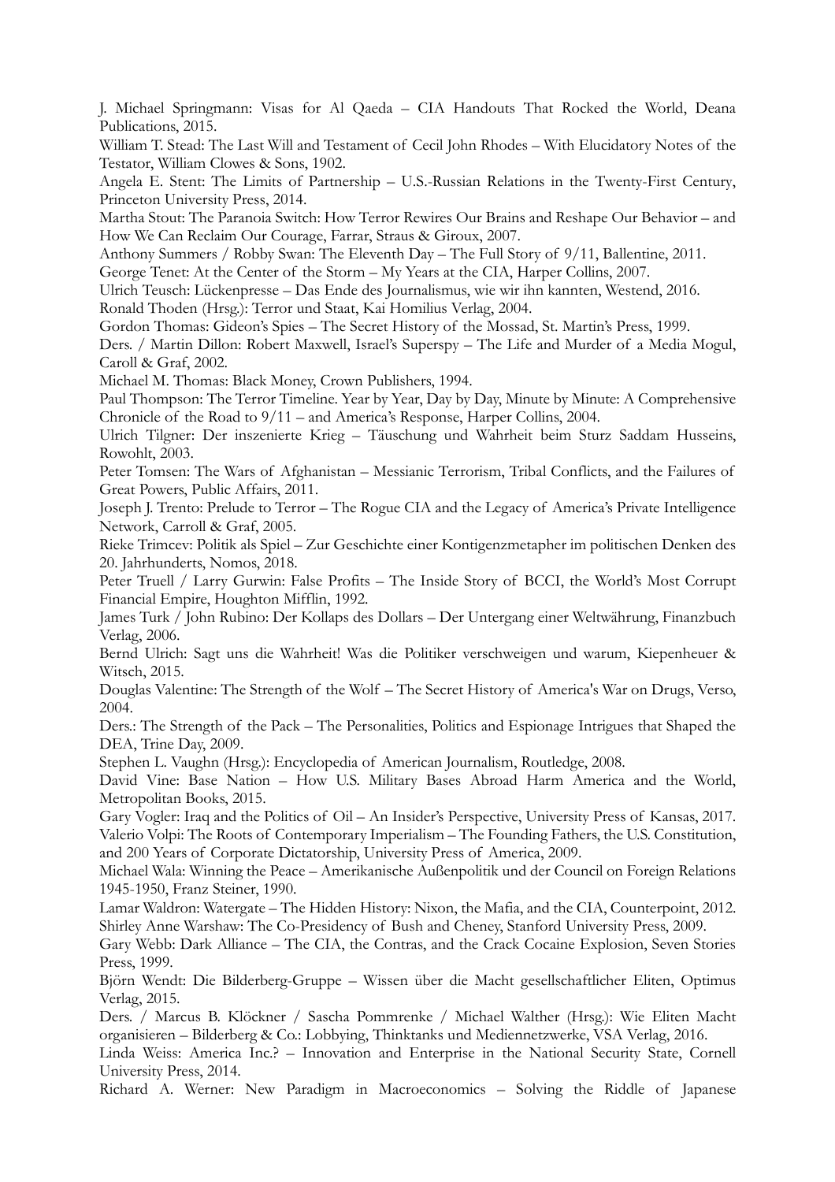J. Michael Springmann: Visas for Al Qaeda – CIA Handouts That Rocked the World, Deana Publications, 2015.

William T. Stead: The Last Will and Testament of Cecil John Rhodes – With Elucidatory Notes of the Testator, William Clowes & Sons, 1902.

Angela E. Stent: The Limits of Partnership – U.S.-Russian Relations in the Twenty-First Century, Princeton University Press, 2014.

Martha Stout: The Paranoia Switch: How Terror Rewires Our Brains and Reshape Our Behavior – and How We Can Reclaim Our Courage, Farrar, Straus & Giroux, 2007.

Anthony Summers / Robby Swan: The Eleventh Day – The Full Story of 9/11, Ballentine, 2011.

George Tenet: At the Center of the Storm – My Years at the CIA, Harper Collins, 2007.

Ulrich Teusch: Lückenpresse – Das Ende des Journalismus, wie wir ihn kannten, Westend, 2016.

Ronald Thoden (Hrsg.): Terror und Staat, Kai Homilius Verlag, 2004.

Gordon Thomas: Gideon's Spies – The Secret History of the Mossad, St. Martin's Press, 1999.

Ders. / Martin Dillon: Robert Maxwell, Israel's Superspy – The Life and Murder of a Media Mogul, Caroll & Graf, 2002.

Michael M. Thomas: Black Money, Crown Publishers, 1994.

Paul Thompson: The Terror Timeline. Year by Year, Day by Day, Minute by Minute: A Comprehensive Chronicle of the Road to 9/11 – and America's Response, Harper Collins, 2004.

Ulrich Tilgner: Der inszenierte Krieg – Täuschung und Wahrheit beim Sturz Saddam Husseins, Rowohlt, 2003.

Peter Tomsen: The Wars of Afghanistan – Messianic Terrorism, Tribal Conflicts, and the Failures of Great Powers, Public Affairs, 2011.

Joseph J. Trento: Prelude to Terror – The Rogue CIA and the Legacy of America's Private Intelligence Network, Carroll & Graf, 2005.

Rieke Trimcev: Politik als Spiel – Zur Geschichte einer Kontigenzmetapher im politischen Denken des 20. Jahrhunderts, Nomos, 2018.

Peter Truell / Larry Gurwin: False Profits – The Inside Story of BCCI, the World's Most Corrupt Financial Empire, Houghton Mifflin, 1992.

James Turk / John Rubino: Der Kollaps des Dollars – Der Untergang einer Weltwährung, Finanzbuch Verlag, 2006.

Bernd Ulrich: Sagt uns die Wahrheit! Was die Politiker verschweigen und warum, Kiepenheuer & Witsch, 2015.

Douglas Valentine: The Strength of the Wolf – The Secret History of America's War on Drugs, Verso, 2004.

Ders.: The Strength of the Pack – The Personalities, Politics and Espionage Intrigues that Shaped the DEA, Trine Day, 2009.

Stephen L. Vaughn (Hrsg.): Encyclopedia of American Journalism, Routledge, 2008.

David Vine: Base Nation – How U.S. Military Bases Abroad Harm America and the World, Metropolitan Books, 2015.

Gary Vogler: Iraq and the Politics of Oil – An Insider's Perspective, University Press of Kansas, 2017.

Valerio Volpi: The Roots of Contemporary Imperialism – The Founding Fathers, the U.S. Constitution, and 200 Years of Corporate Dictatorship, University Press of America, 2009.

Michael Wala: Winning the Peace – Amerikanische Außenpolitik und der Council on Foreign Relations 1945-1950, Franz Steiner, 1990.

Lamar Waldron: Watergate – The Hidden History: Nixon, the Mafia, and the CIA, Counterpoint, 2012.

Shirley Anne Warshaw: The Co-Presidency of Bush and Cheney, Stanford University Press, 2009.

Gary Webb: Dark Alliance – The CIA, the Contras, and the Crack Cocaine Explosion, Seven Stories Press, 1999.

Björn Wendt: Die Bilderberg-Gruppe – Wissen über die Macht gesellschaftlicher Eliten, Optimus Verlag, 2015.

Ders. / Marcus B. Klöckner / Sascha Pommrenke / Michael Walther (Hrsg.): Wie Eliten Macht organisieren – Bilderberg & Co.: Lobbying, Thinktanks und Mediennetzwerke, VSA Verlag, 2016.

Linda Weiss: America Inc.? – Innovation and Enterprise in the National Security State, Cornell University Press, 2014.

Richard A. Werner: New Paradigm in Macroeconomics – Solving the Riddle of Japanese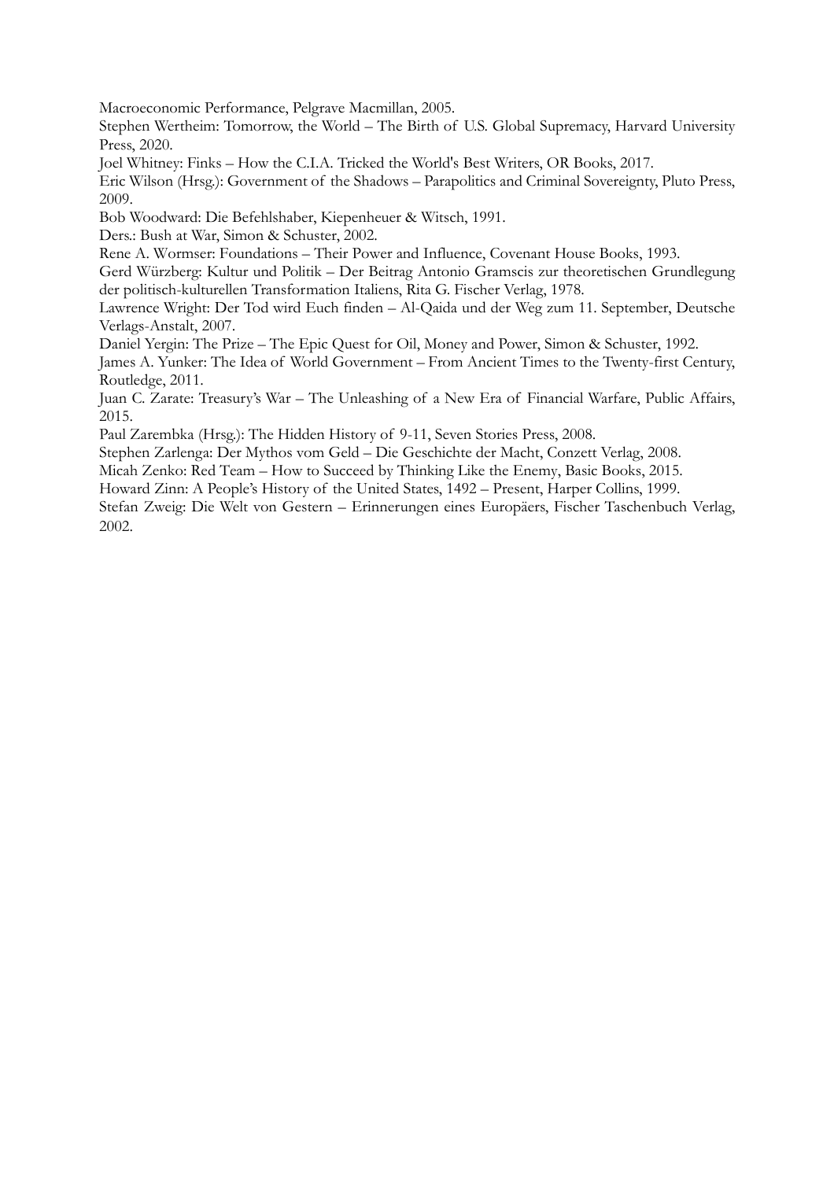Macroeconomic Performance, Pelgrave Macmillan, 2005.

Stephen Wertheim: Tomorrow, the World – The Birth of U.S. Global Supremacy, Harvard University Press, 2020.

Joel Whitney: Finks – How the C.I.A. Tricked the World's Best Writers, OR Books, 2017.

Eric Wilson (Hrsg.): Government of the Shadows – Parapolitics and Criminal Sovereignty, Pluto Press, 2009.

Bob Woodward: Die Befehlshaber, Kiepenheuer & Witsch, 1991.

Ders.: Bush at War, Simon & Schuster, 2002.

Rene A. Wormser: Foundations – Their Power and Influence, Covenant House Books, 1993.

Gerd Würzberg: Kultur und Politik – Der Beitrag Antonio Gramscis zur theoretischen Grundlegung der politisch-kulturellen Transformation Italiens, Rita G. Fischer Verlag, 1978.

Lawrence Wright: Der Tod wird Euch finden – Al-Qaida und der Weg zum 11. September, Deutsche Verlags-Anstalt, 2007.

Daniel Yergin: The Prize – The Epic Quest for Oil, Money and Power, Simon & Schuster, 1992.

James A. Yunker: The Idea of World Government – From Ancient Times to the Twenty-first Century, Routledge, 2011.

Juan C. Zarate: Treasury's War – The Unleashing of a New Era of Financial Warfare, Public Affairs, 2015.

Paul Zarembka (Hrsg.): The Hidden History of 9-11, Seven Stories Press, 2008.

Stephen Zarlenga: Der Mythos vom Geld – Die Geschichte der Macht, Conzett Verlag, 2008.

Micah Zenko: Red Team – How to Succeed by Thinking Like the Enemy, Basic Books, 2015.

Howard Zinn: A People's History of the United States, 1492 – Present, Harper Collins, 1999.

Stefan Zweig: Die Welt von Gestern – Erinnerungen eines Europäers, Fischer Taschenbuch Verlag, 2002.